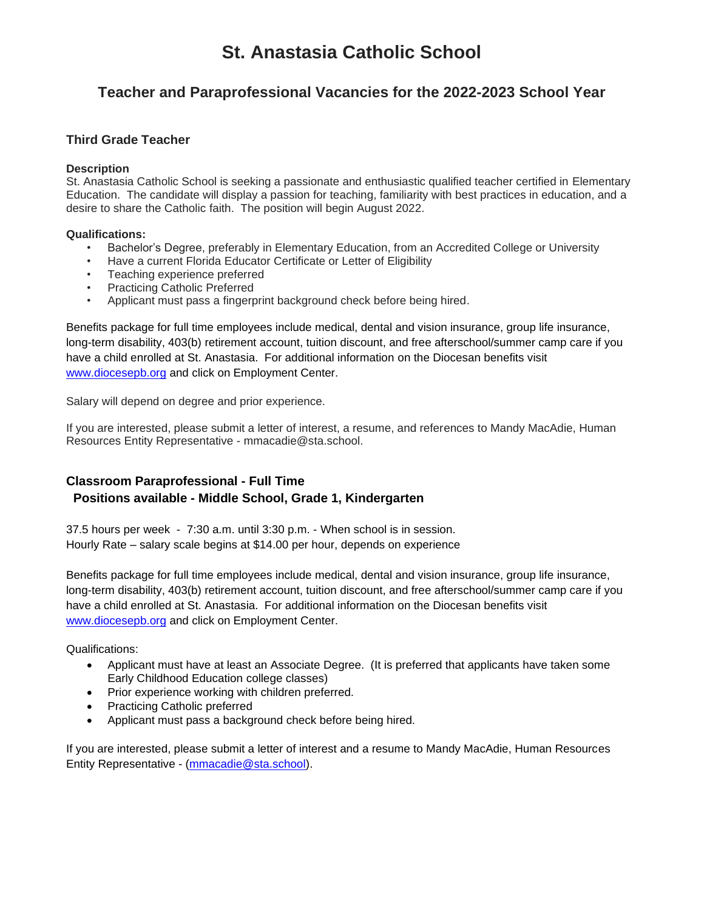# St. Anastasia Catholic School

## Teacher and Paraprofessional Vacancies for the 2022-2023 School Year

### Third Grade Teacher

**Description**

St. Anastasia Catholic School is seeking a passionate and enthusiastic qualified teacher certified in Elementary Education. The candidate will display a passion for teaching, familiarity with best practices in education, and a desire to share the Catholic faith. The position will begin August 2022.

**Qualifications:**

- Bachelor's Degree, preferably in Elementary Education, from an Accredited College or University
- Have a current Florida Educator Certificate or Letter of Eligibility
- Teaching experience preferred
- Practicing Catholic Preferred
- Applicant must pass a fingerprint background check before being hired.

Benefits package for full time employees include medical, dental and vision insurance, group life insurance, long-term disability, 403(b) retirement account, tuition discount, and free afterschool/summer camp care if you have a child enrolled at St. Anastasia. For additional information on the Diocesan benefits visit www.diocesepb.org and click on Employment Center.

Salary will depend on degree and prior experience.

If you are interested, please submit a letter of interest, a resume, and references to Mandy MacAdie, Human Resources Entity Representative - mmacadie@sta.school.

### Classroom Paraprofessional - Full Time
### Positions available - Middle School, Grade 1, Kindergarten

37.5 hours per week - 7:30 a.m. until 3:30 p.m. - When school is in session.
Hourly Rate – salary scale begins at $14.00 per hour, depends on experience

Benefits package for full time employees include medical, dental and vision insurance, group life insurance, long-term disability, 403(b) retirement account, tuition discount, and free afterschool/summer camp care if you have a child enrolled at St. Anastasia. For additional information on the Diocesan benefits visit www.diocesepb.org and click on Employment Center.

Qualifications:

- Applicant must have at least an Associate Degree. (It is preferred that applicants have taken some Early Childhood Education college classes)
- Prior experience working with children preferred.
- Practicing Catholic preferred
- Applicant must pass a background check before being hired.

If you are interested, please submit a letter of interest and a resume to Mandy MacAdie, Human Resources Entity Representative - (mmacadie@sta.school).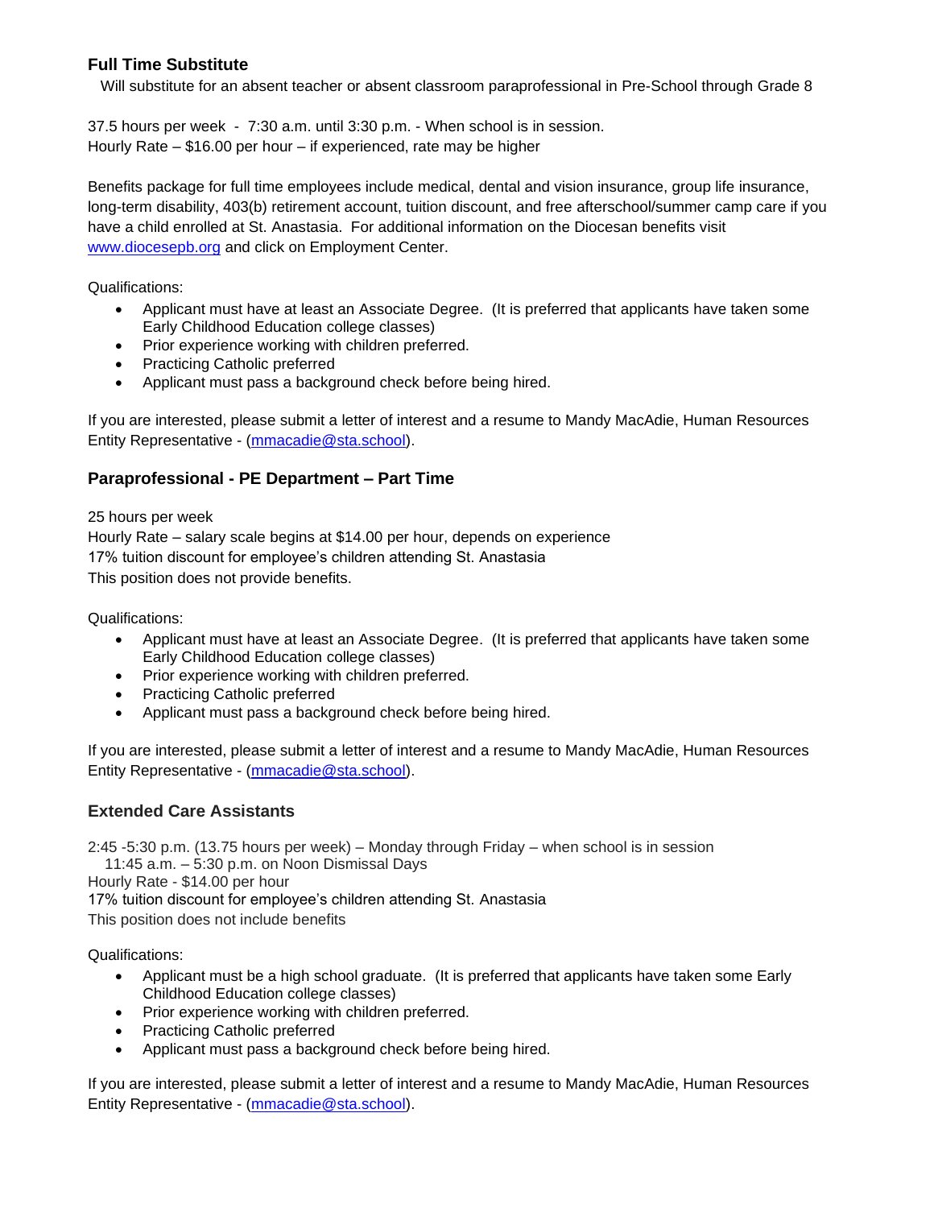### Full Time Substitute

Will substitute for an absent teacher or absent classroom paraprofessional in Pre-School through Grade 8

37.5 hours per week - 7:30 a.m. until 3:30 p.m. - When school is in session.
Hourly Rate – $16.00 per hour – if experienced, rate may be higher

Benefits package for full time employees include medical, dental and vision insurance, group life insurance, long-term disability, 403(b) retirement account, tuition discount, and free afterschool/summer camp care if you have a child enrolled at St. Anastasia. For additional information on the Diocesan benefits visit www.diocesepb.org and click on Employment Center.

Qualifications:

- Applicant must have at least an Associate Degree. (It is preferred that applicants have taken some Early Childhood Education college classes)
- Prior experience working with children preferred.
- Practicing Catholic preferred
- Applicant must pass a background check before being hired.

If you are interested, please submit a letter of interest and a resume to Mandy MacAdie, Human Resources Entity Representative - (mmacadie@sta.school).

### Paraprofessional - PE Department – Part Time

25 hours per week
Hourly Rate – salary scale begins at $14.00 per hour, depends on experience
17% tuition discount for employee's children attending St. Anastasia
This position does not provide benefits.

Qualifications:

- Applicant must have at least an Associate Degree. (It is preferred that applicants have taken some Early Childhood Education college classes)
- Prior experience working with children preferred.
- Practicing Catholic preferred
- Applicant must pass a background check before being hired.

If you are interested, please submit a letter of interest and a resume to Mandy MacAdie, Human Resources Entity Representative - (mmacadie@sta.school).

### Extended Care Assistants

2:45 -5:30 p.m. (13.75 hours per week) – Monday through Friday – when school is in session
11:45 a.m. – 5:30 p.m. on Noon Dismissal Days
Hourly Rate - $14.00 per hour
17% tuition discount for employee's children attending St. Anastasia
This position does not include benefits

Qualifications:

- Applicant must be a high school graduate. (It is preferred that applicants have taken some Early Childhood Education college classes)
- Prior experience working with children preferred.
- Practicing Catholic preferred
- Applicant must pass a background check before being hired.

If you are interested, please submit a letter of interest and a resume to Mandy MacAdie, Human Resources Entity Representative - (mmacadie@sta.school).